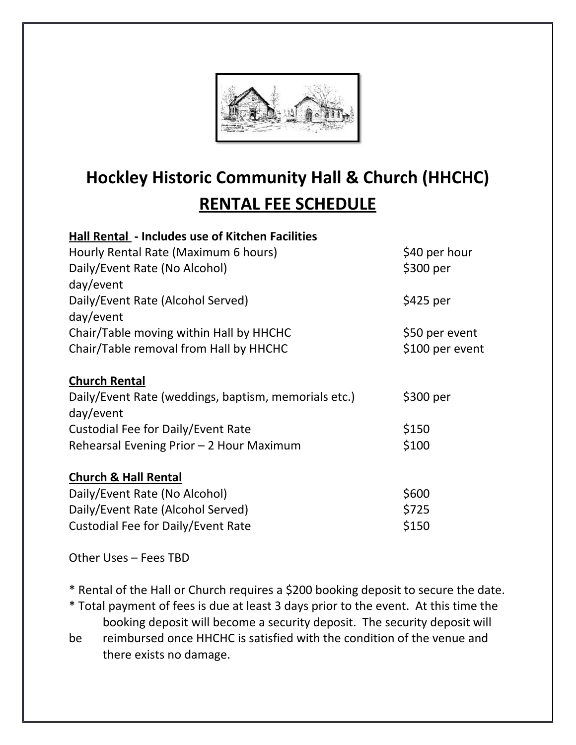# Hockley Historic Community Hall & Church (HHCHC)

## RENTAL FEE SCHEDULE

**Hall Rental - Includes use of Kitchen Facilities**

| | |
|---|---|
| Hourly Rental Rate (Maximum 6 hours) | $40 per hour |
| Daily/Event Rate (No Alcohol) | $300 per day/event |
| Daily/Event Rate (Alcohol Served) | $425 per day/event |
| Chair/Table moving within Hall by HHCHC | $50 per event |
| Chair/Table removal from Hall by HHCHC | $100 per event |

**Church Rental**

| | |
|---|---|
| Daily/Event Rate (weddings, baptism, memorials etc.) | $300 per day/event |
| Custodial Fee for Daily/Event Rate | $150 |
| Rehearsal Evening Prior – 2 Hour Maximum | $100 |

**Church & Hall Rental**

| | |
|---|---|
| Daily/Event Rate (No Alcohol) | $600 |
| Daily/Event Rate (Alcohol Served) | $725 |
| Custodial Fee for Daily/Event Rate | $150 |

Other Uses – Fees TBD

* Rental of the Hall or Church requires a $200 booking deposit to secure the date.
* Total payment of fees is due at least 3 days prior to the event. At this time the booking deposit will become a security deposit. The security deposit will be reimbursed once HHCHC is satisfied with the condition of the venue and there exists no damage.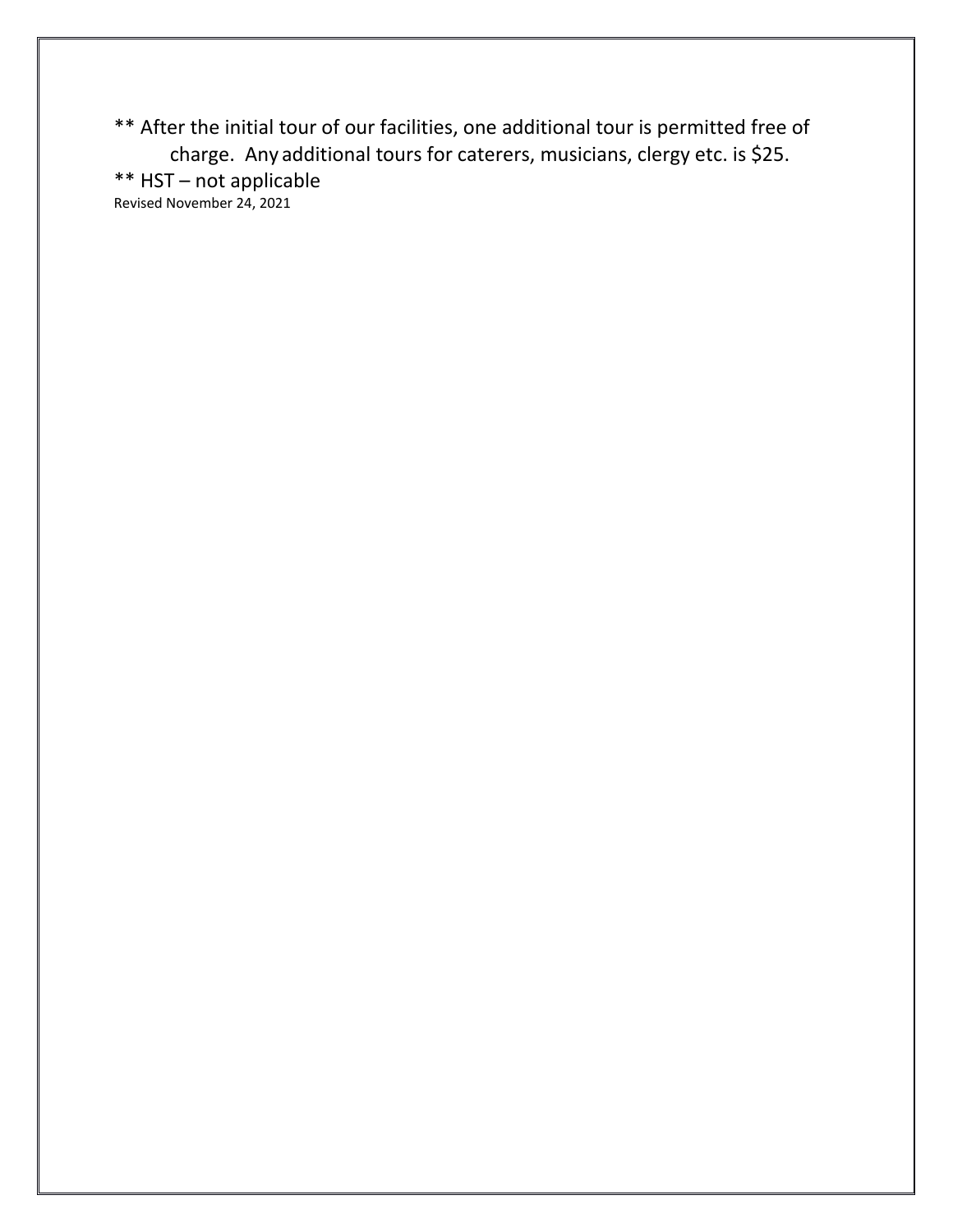** After the initial tour of our facilities, one additional tour is permitted free of charge. Any additional tours for caterers, musicians, clergy etc. is $25.

** HST – not applicable

Revised November 24, 2021